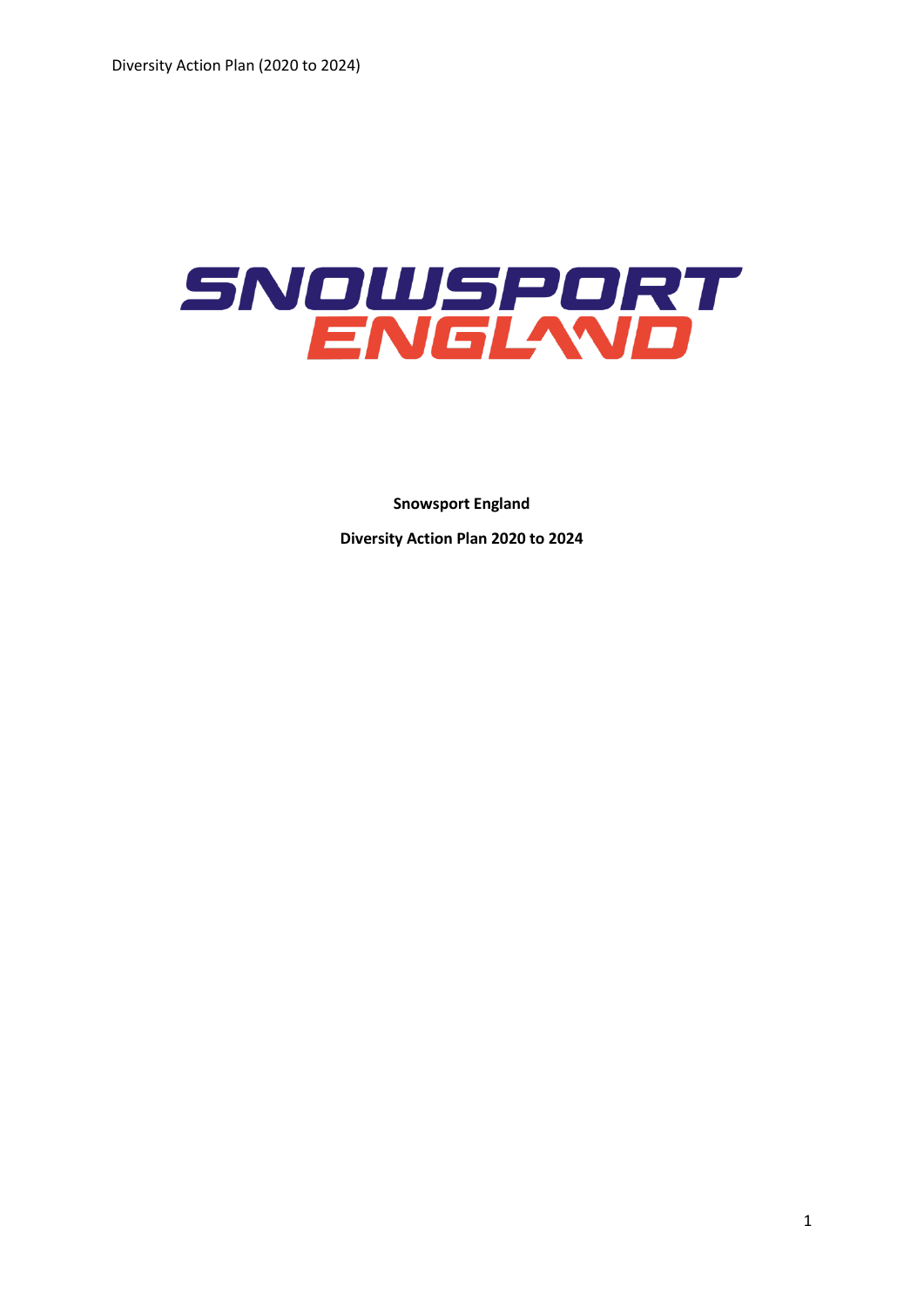# SNOWSPORT ENGLAND

**Snowsport England**

**Diversity Action Plan 2020 to 2024**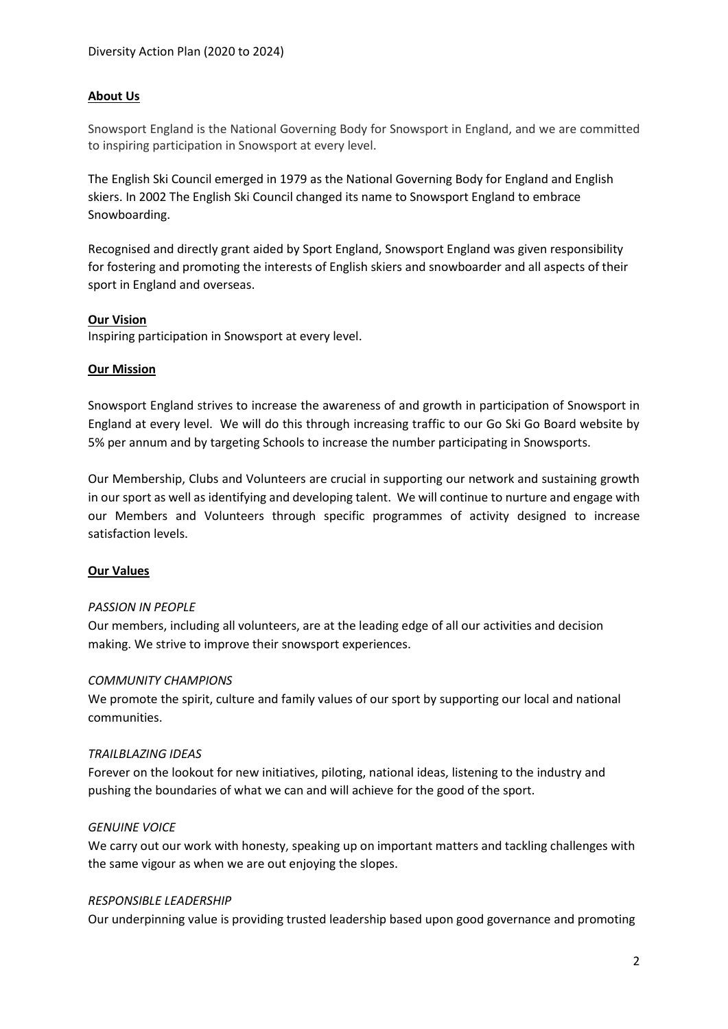## About Us

Snowsport England is the National Governing Body for Snowsport in England, and we are committed to inspiring participation in Snowsport at every level.

The English Ski Council emerged in 1979 as the National Governing Body for England and English skiers. In 2002 The English Ski Council changed its name to Snowsport England to embrace Snowboarding.

Recognised and directly grant aided by Sport England, Snowsport England was given responsibility for fostering and promoting the interests of English skiers and snowboarder and all aspects of their sport in England and overseas.

## Our Vision

Inspiring participation in Snowsport at every level.

## Our Mission

Snowsport England strives to increase the awareness of and growth in participation of Snowsport in England at every level. We will do this through increasing traffic to our Go Ski Go Board website by 5% per annum and by targeting Schools to increase the number participating in Snowsports.

Our Membership, Clubs and Volunteers are crucial in supporting our network and sustaining growth in our sport as well as identifying and developing talent. We will continue to nurture and engage with our Members and Volunteers through specific programmes of activity designed to increase satisfaction levels.

## Our Values

*PASSION IN PEOPLE*

Our members, including all volunteers, are at the leading edge of all our activities and decision making. We strive to improve their snowsport experiences.

*COMMUNITY CHAMPIONS*

We promote the spirit, culture and family values of our sport by supporting our local and national communities.

*TRAILBLAZING IDEAS*

Forever on the lookout for new initiatives, piloting, national ideas, listening to the industry and pushing the boundaries of what we can and will achieve for the good of the sport.

*GENUINE VOICE*

We carry out our work with honesty, speaking up on important matters and tackling challenges with the same vigour as when we are out enjoying the slopes.

*RESPONSIBLE LEADERSHIP*

Our underpinning value is providing trusted leadership based upon good governance and promoting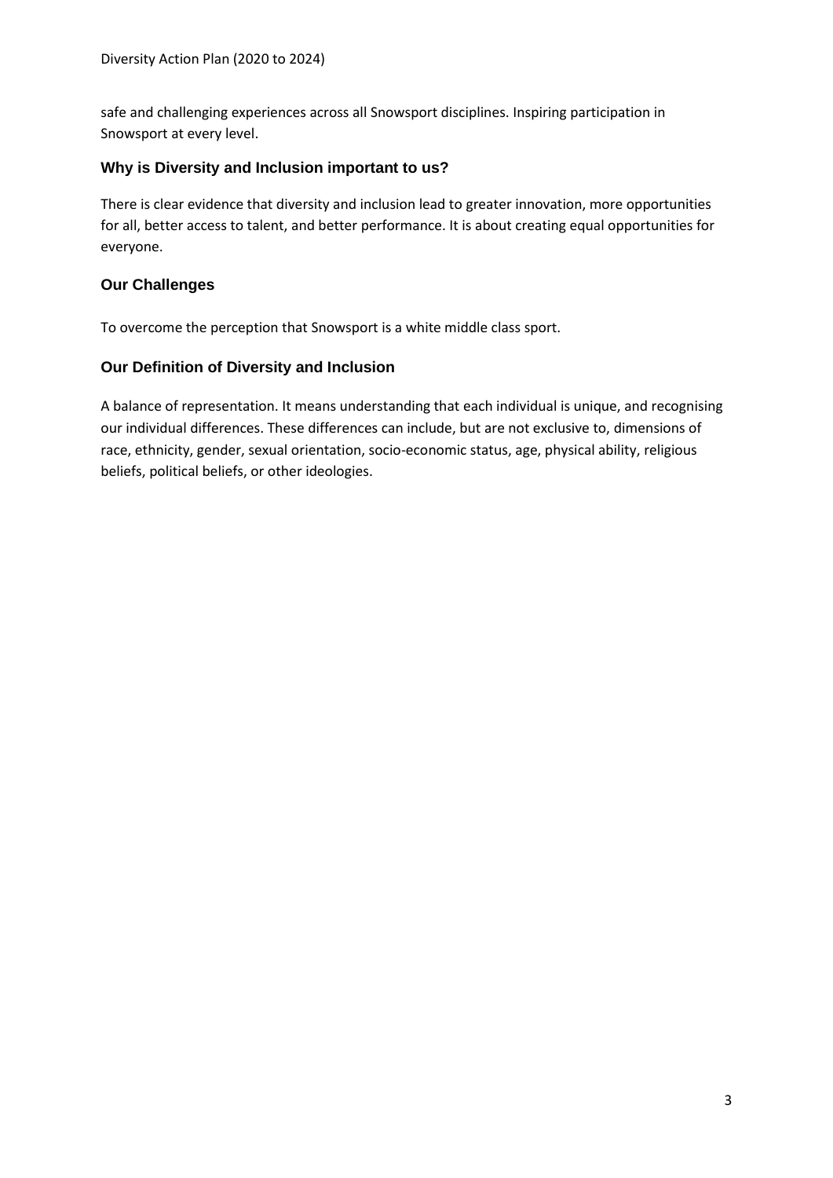safe and challenging experiences across all Snowsport disciplines. Inspiring participation in Snowsport at every level.

### Why is Diversity and Inclusion important to us?

There is clear evidence that diversity and inclusion lead to greater innovation, more opportunities for all, better access to talent, and better performance. It is about creating equal opportunities for everyone.

### Our Challenges

To overcome the perception that Snowsport is a white middle class sport.

### Our Definition of Diversity and Inclusion

A balance of representation. It means understanding that each individual is unique, and recognising our individual differences. These differences can include, but are not exclusive to, dimensions of race, ethnicity, gender, sexual orientation, socio-economic status, age, physical ability, religious beliefs, political beliefs, or other ideologies.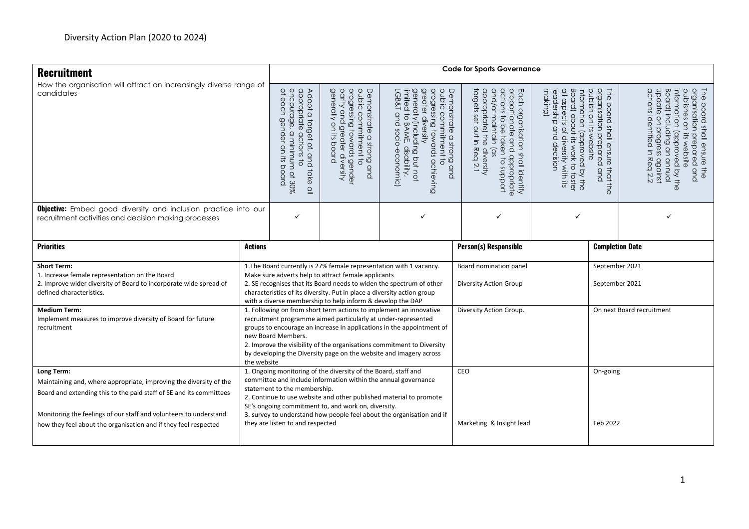Diversity Action Plan (2020 to 2024)

| **Recruitment** | Code for Sports Governance | | | | | |
|---|---|---|---|---|---|---|
| How the organisation will attract an increasingly diverse range of candidates | Adopt a target of, and take all appropriate actions to encourage, a minimum of 30% of each gender on its board | Demonstrate a strong and public commitment to progressing towards gender parity and greater diversity generally on its board | Demonstrate a strong and public commitment to progressing towards achieving greater diversity generally (including but not limited to BAME, disability, LGB&T and socio-economic) | Each organisation shall identify proportionate and appropriate actions to be taken to support and/or maintain (as appropriate) the diversity targets set out in Req 2.1 | The board shall ensure that the organisation prepared and publish on its website information (approved by the Board) about its work to foster all aspects of diversity with its leadership and decision making) | The board shall ensure the organisation prepared and publishes on its website information (approved by the Board) including an annual update on progress against actions identified in Req 2.2 |
| **Objective:** Embed good diversity and inclusion practice into our recruitment activities and decision making processes | ✓ | | ✓ | ✓ | ✓ | ✓ |

| **Priorities** | **Actions** | **Person(s) Responsible** | **Completion Date** |
|---|---|---|---|
| **Short Term:**<br>1. Increase female representation on the Board<br>2. Improve wider diversity of Board to incorporate wide spread of defined characteristics. | 1.The Board currently is 27% female representation with 1 vacancy. Make sure adverts help to attract female applicants<br>2. SE recognises that its Board needs to widen the spectrum of other characteristics of its diversity. Put in place a diversity action group with a diverse membership to help inform & develop the DAP | Board nomination panel<br><br>Diversity Action Group | September 2021<br><br>September 2021 |
| **Medium Term:**<br>Implement measures to improve diversity of Board for future recruitment | 1. Following on from short term actions to implement an innovative recruitment programme aimed particularly at under-represented groups to encourage an increase in applications in the appointment of new Board Members.<br>2. Improve the visibility of the organisations commitment to Diversity by developing the Diversity page on the website and imagery across the website | Diversity Action Group. | On next Board recruitment |
| **Long Term:**<br>Maintaining and, where appropriate, improving the diversity of the Board and extending this to the paid staff of SE and its committees<br><br>Monitoring the feelings of our staff and volunteers to understand how they feel about the organisation and if they feel respected | 1. Ongoing monitoring of the diversity of the Board, staff and committee and include information within the annual governance statement to the membership.<br>2. Continue to use website and other published material to promote SE's ongoing commitment to, and work on, diversity.<br>3. survey to understand how people feel about the organisation and if they are listen to and respected | CEO<br><br><br><br>Marketing & Insight lead | On-going<br><br><br><br>Feb 2022 |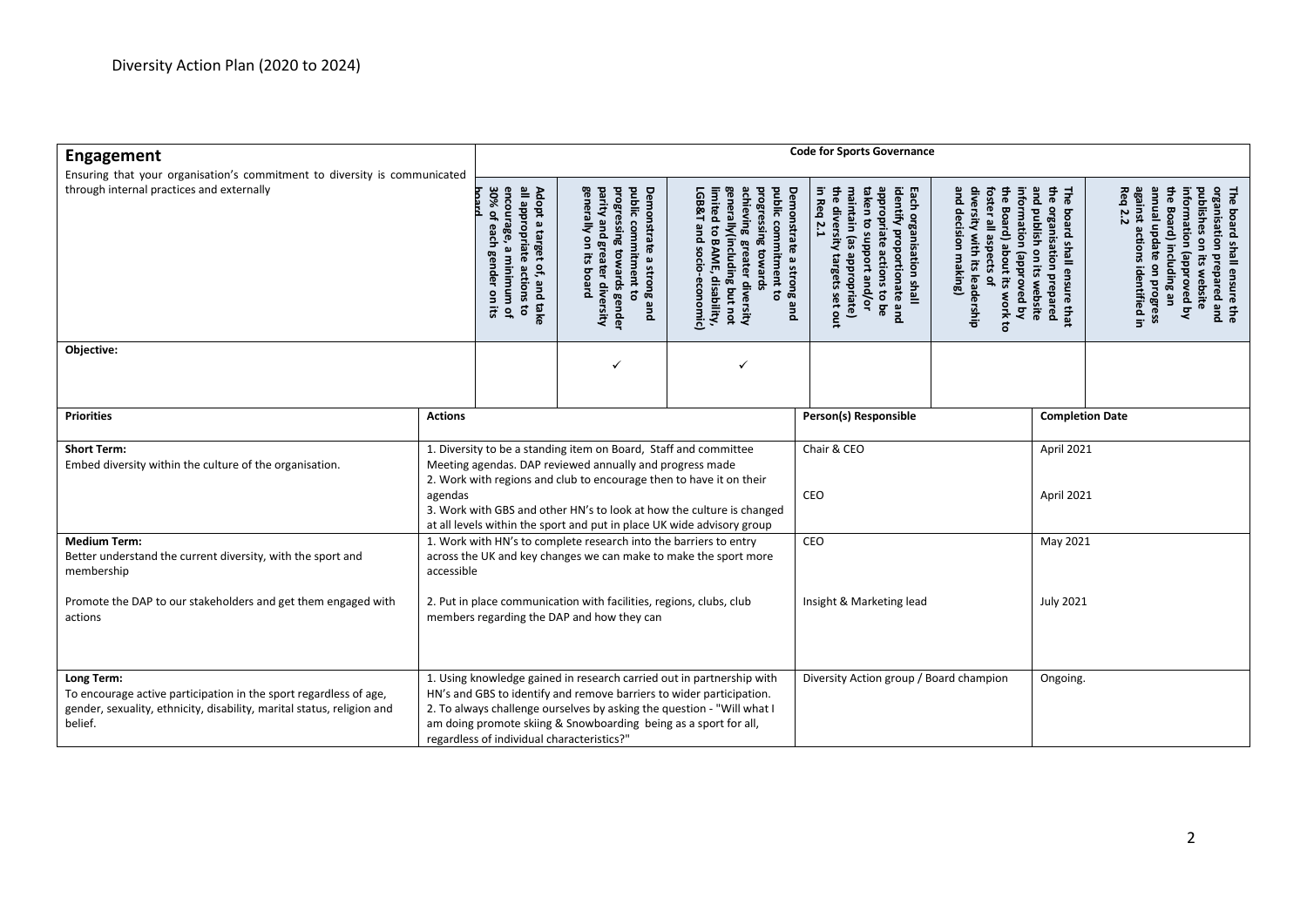# Diversity Action Plan (2020 to 2024)

| **Engagement** | **Code for Sports Governance** | | | | | |
|---|---|---|---|---|---|---|
| Ensuring that your organisation's commitment to diversity is communicated through internal practices and externally | **Adopt a target of, and take all appropriate actions to encourage, a minimum of 30% of each gender on its board** | **Demonstrate a strong and public commitment to progressing towards gender parity and greater diversity generally on its board** | **Demonstrate a strong and public commitment to progressing towards achieving greater diversity generally(including but not limited to BAME, disability, LGB&T and socio-economic)** | **Each organisation shall identify proportionate and appropriate actions to be taken to support and/or maintain (as appropriate) the diversity targets set out in Req 2.1** | **The board shall ensure that the organisation prepared and publish on its website information (approved by the Board) about its work to foster all aspects of diversity with its leadership and decision making)** | **The board shall ensure the organisation prepared and publishes on its website information (approved by the Board) including an annual update on progress against actions identified in Req 2.2** |
| **Objective:** | | ✓ | ✓ | | | |

| **Priorities** | **Actions** | **Person(s) Responsible** | **Completion Date** |
|---|---|---|---|
| **Short Term:**<br>Embed diversity within the culture of the organisation. | 1. Diversity to be a standing item on Board, Staff and committee Meeting agendas. DAP reviewed annually and progress made<br>2. Work with regions and club to encourage then to have it on their agendas<br>3. Work with GBS and other HN's to look at how the culture is changed at all levels within the sport and put in place UK wide advisory group | Chair & CEO<br><br>CEO | April 2021<br><br>April 2021 |
| **Medium Term:**<br>Better understand the current diversity, with the sport and membership<br><br>Promote the DAP to our stakeholders and get them engaged with actions | 1. Work with HN's to complete research into the barriers to entry across the UK and key changes we can make to make the sport more accessible<br><br>2. Put in place communication with facilities, regions, clubs, club members regarding the DAP and how they can | CEO<br><br>Insight & Marketing lead | May 2021<br><br>July 2021 |
| **Long Term:**<br>To encourage active participation in the sport regardless of age, gender, sexuality, ethnicity, disability, marital status, religion and belief. | 1. Using knowledge gained in research carried out in partnership with HN's and GBS to identify and remove barriers to wider participation.<br>2. To always challenge ourselves by asking the question - "Will what I am doing promote skiing & Snowboarding being as a sport for all, regardless of individual characteristics?" | Diversity Action group / Board champion | Ongoing. |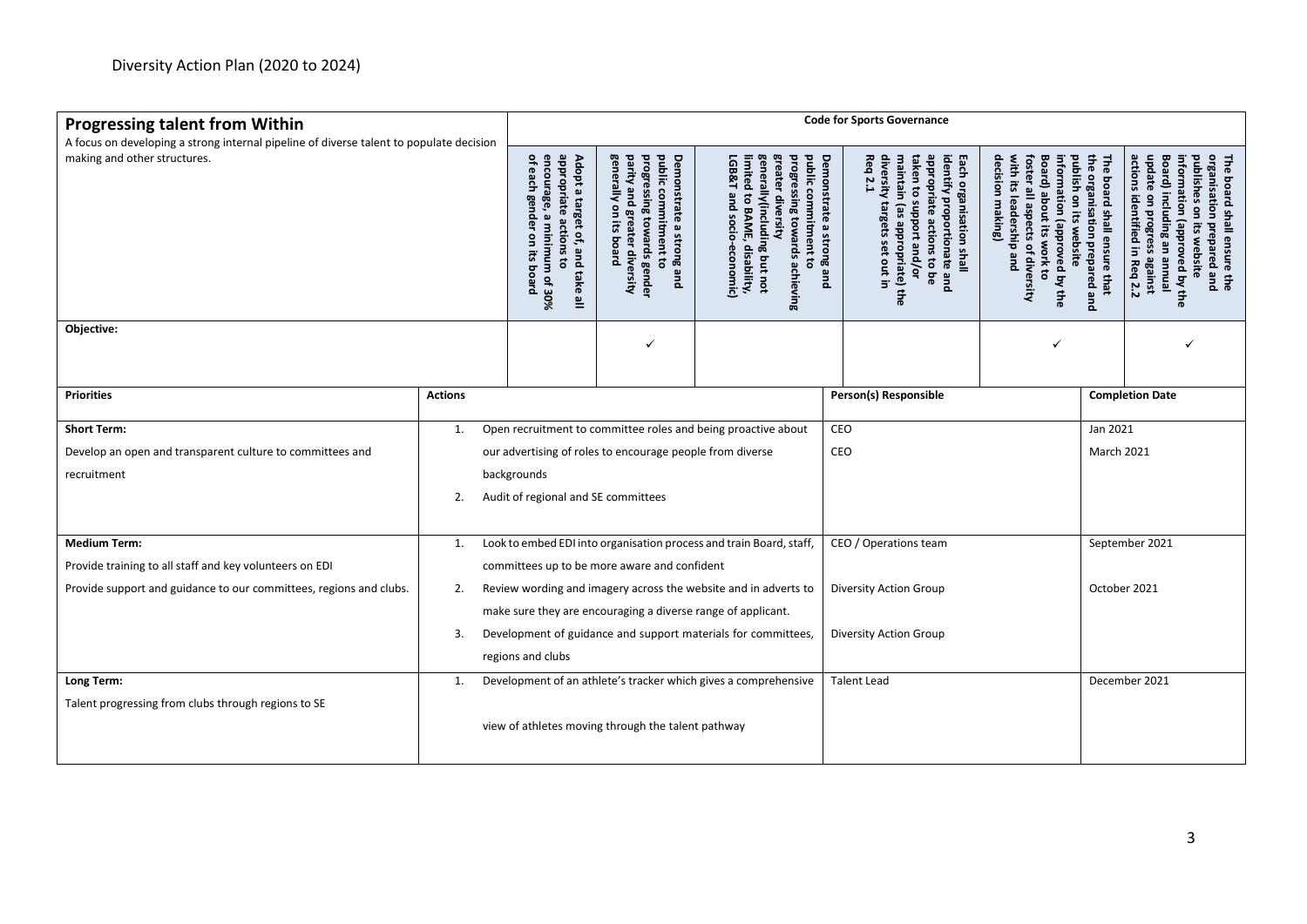Diversity Action Plan (2020 to 2024)

| **Progressing talent from Within**<br>A focus on developing a strong internal pipeline of diverse talent to populate decision making and other structures. | | **Code for Sports Governance** | | | | | |
|---|---|---|---|---|---|---|---|
| | | **Adopt a target of, and take all appropriate actions to encourage, a minimum of 30% of each gender on its board** | **Demonstrate a strong and public commitment to progressing towards gender parity and greater diversity generally on its board** | **Demonstrate a strong and public commitment to progressing towards achieving greater diversity generally(including but not limited to BAME, disability, LGB&T and socio-economic)** | **Each organisation shall identify proportionate and appropriate actions to be taken to support and/or maintain (as appropriate) the diversity targets set out in Req 2.1** | **The board shall ensure that the organisation prepared and publish on its website information (approved by the Board) about its work to foster all aspects of diversity with its leadership and decision making)** | **The board shall ensure the organisation prepared and publishes on its website information (approved by the Board) including an annual update on progress against actions identified in Req 2.2** |
| **Objective:** | | | ✓ | | | ✓ | ✓ |

| **Priorities** | **Actions** | **Person(s) Responsible** | **Completion Date** |
|---|---|---|---|
| **Short Term:**<br>Develop an open and transparent culture to committees and recruitment | 1. Open recruitment to committee roles and being proactive about our advertising of roles to encourage people from diverse backgrounds<br>2. Audit of regional and SE committees | CEO<br>CEO | Jan 2021<br>March 2021 |
| **Medium Term:**<br>Provide training to all staff and key volunteers on EDI<br>Provide support and guidance to our committees, regions and clubs. | 1. Look to embed EDI into organisation process and train Board, staff, committees up to be more aware and confident<br>2. Review wording and imagery across the website and in adverts to make sure they are encouraging a diverse range of applicant.<br>3. Development of guidance and support materials for committees, regions and clubs | CEO / Operations team<br>Diversity Action Group<br>Diversity Action Group | September 2021<br>October 2021 |
| **Long Term:**<br>Talent progressing from clubs through regions to SE | 1. Development of an athlete's tracker which gives a comprehensive view of athletes moving through the talent pathway | Talent Lead | December 2021 |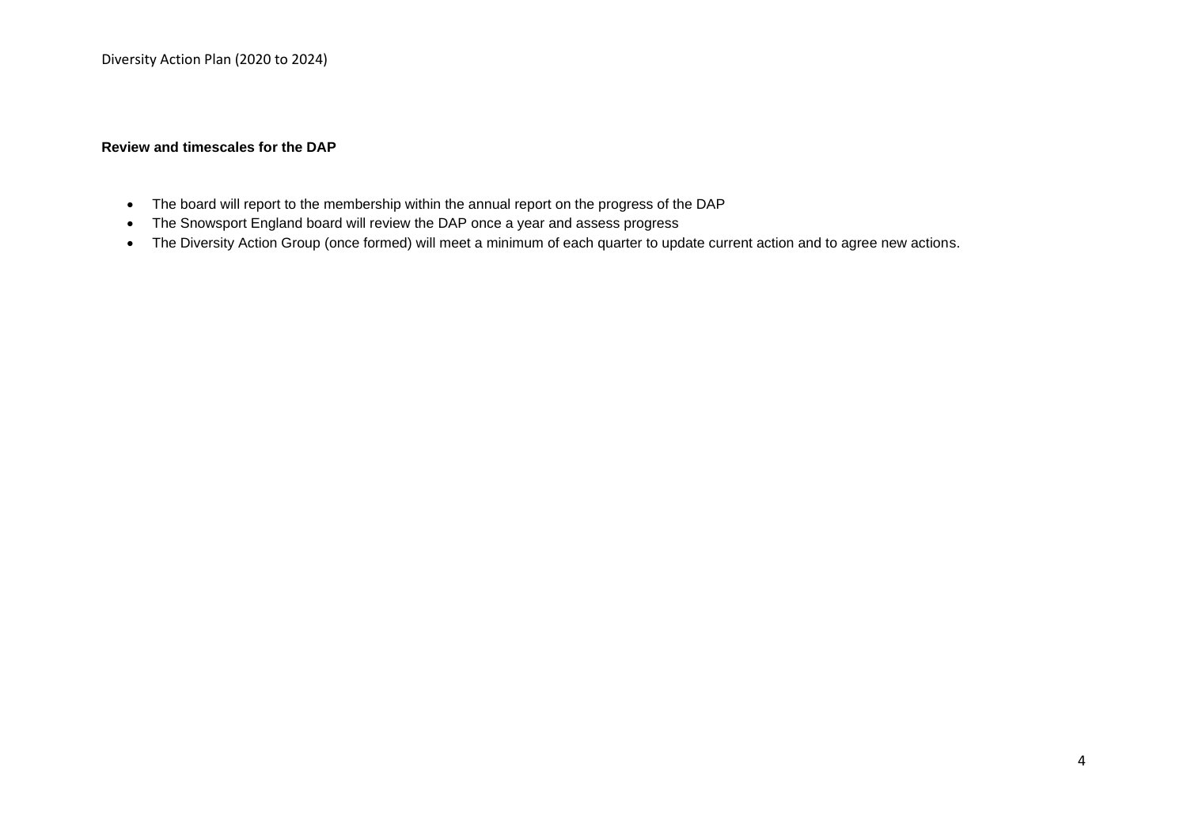**Review and timescales for the DAP**

- The board will report to the membership within the annual report on the progress of the DAP
- The Snowsport England board will review the DAP once a year and assess progress
- The Diversity Action Group (once formed) will meet a minimum of each quarter to update current action and to agree new actions.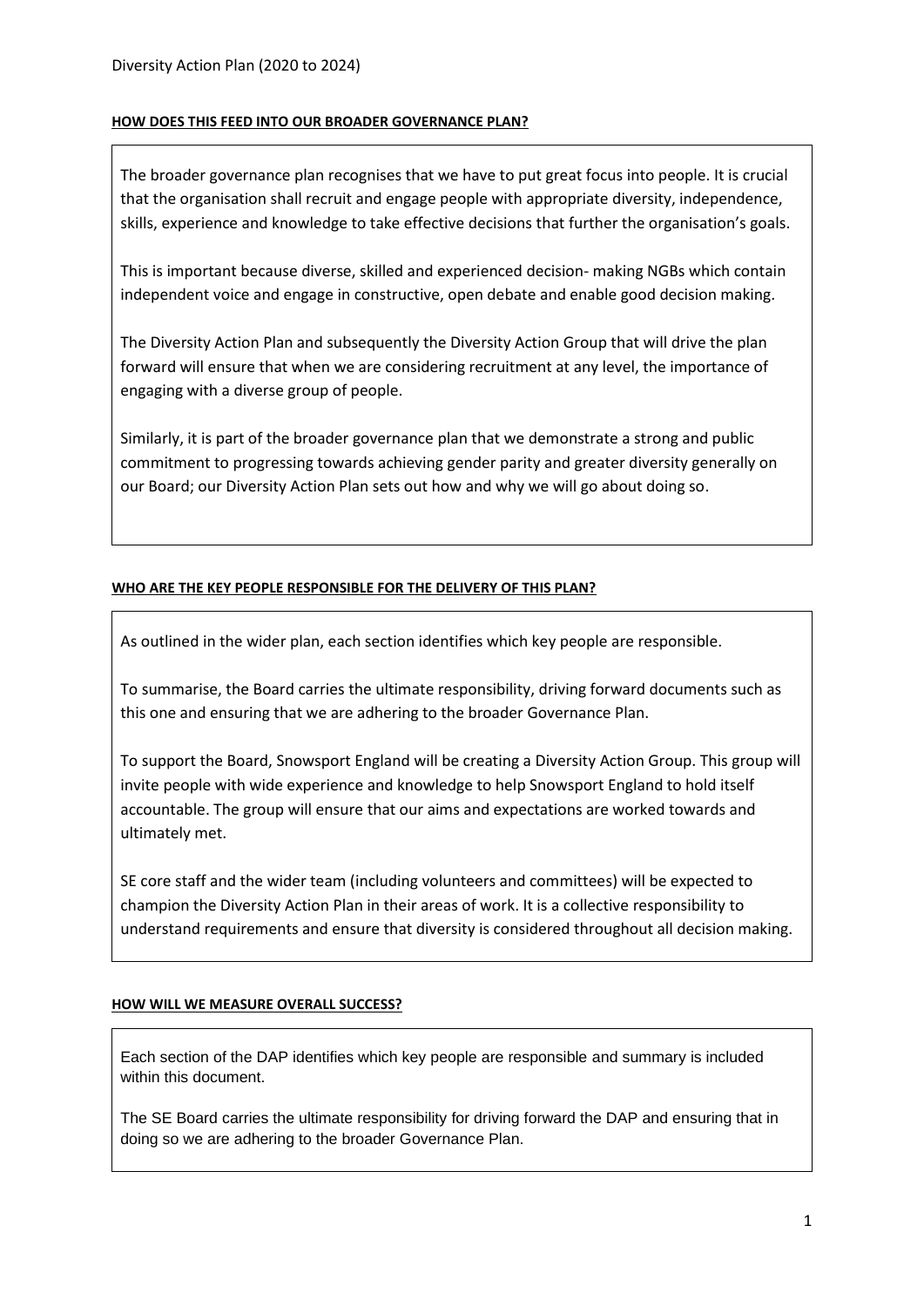**HOW DOES THIS FEED INTO OUR BROADER GOVERNANCE PLAN?**

The broader governance plan recognises that we have to put great focus into people. It is crucial that the organisation shall recruit and engage people with appropriate diversity, independence, skills, experience and knowledge to take effective decisions that further the organisation's goals.

This is important because diverse, skilled and experienced decision- making NGBs which contain independent voice and engage in constructive, open debate and enable good decision making.

The Diversity Action Plan and subsequently the Diversity Action Group that will drive the plan forward will ensure that when we are considering recruitment at any level, the importance of engaging with a diverse group of people.

Similarly, it is part of the broader governance plan that we demonstrate a strong and public commitment to progressing towards achieving gender parity and greater diversity generally on our Board; our Diversity Action Plan sets out how and why we will go about doing so.

**WHO ARE THE KEY PEOPLE RESPONSIBLE FOR THE DELIVERY OF THIS PLAN?**

As outlined in the wider plan, each section identifies which key people are responsible.

To summarise, the Board carries the ultimate responsibility, driving forward documents such as this one and ensuring that we are adhering to the broader Governance Plan.

To support the Board, Snowsport England will be creating a Diversity Action Group. This group will invite people with wide experience and knowledge to help Snowsport England to hold itself accountable. The group will ensure that our aims and expectations are worked towards and ultimately met.

SE core staff and the wider team (including volunteers and committees) will be expected to champion the Diversity Action Plan in their areas of work. It is a collective responsibility to understand requirements and ensure that diversity is considered throughout all decision making.

**HOW WILL WE MEASURE OVERALL SUCCESS?**

Each section of the DAP identifies which key people are responsible and summary is included within this document.

The SE Board carries the ultimate responsibility for driving forward the DAP and ensuring that in doing so we are adhering to the broader Governance Plan.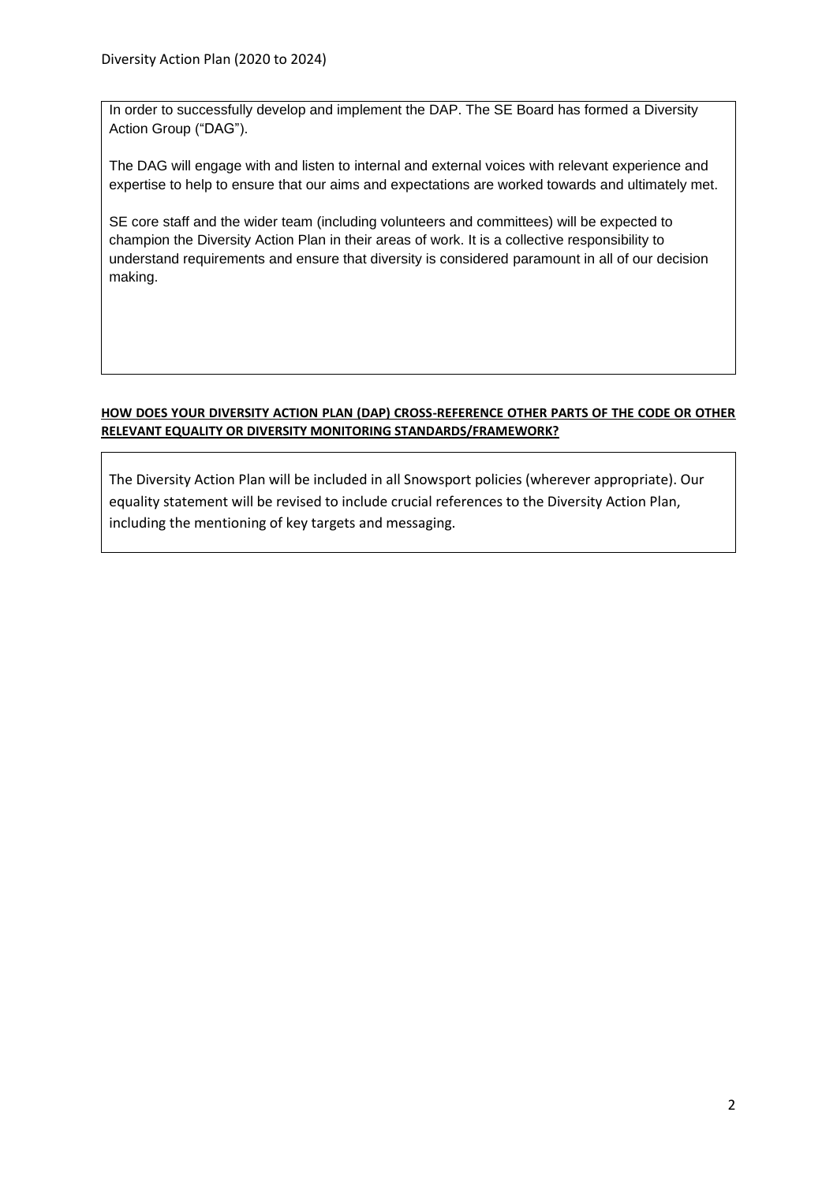In order to successfully develop and implement the DAP. The SE Board has formed a Diversity Action Group ("DAG").

The DAG will engage with and listen to internal and external voices with relevant experience and expertise to help to ensure that our aims and expectations are worked towards and ultimately met.

SE core staff and the wider team (including volunteers and committees) will be expected to champion the Diversity Action Plan in their areas of work. It is a collective responsibility to understand requirements and ensure that diversity is considered paramount in all of our decision making.

**HOW DOES YOUR DIVERSITY ACTION PLAN (DAP) CROSS-REFERENCE OTHER PARTS OF THE CODE OR OTHER RELEVANT EQUALITY OR DIVERSITY MONITORING STANDARDS/FRAMEWORK?**

The Diversity Action Plan will be included in all Snowsport policies (wherever appropriate). Our equality statement will be revised to include crucial references to the Diversity Action Plan, including the mentioning of key targets and messaging.